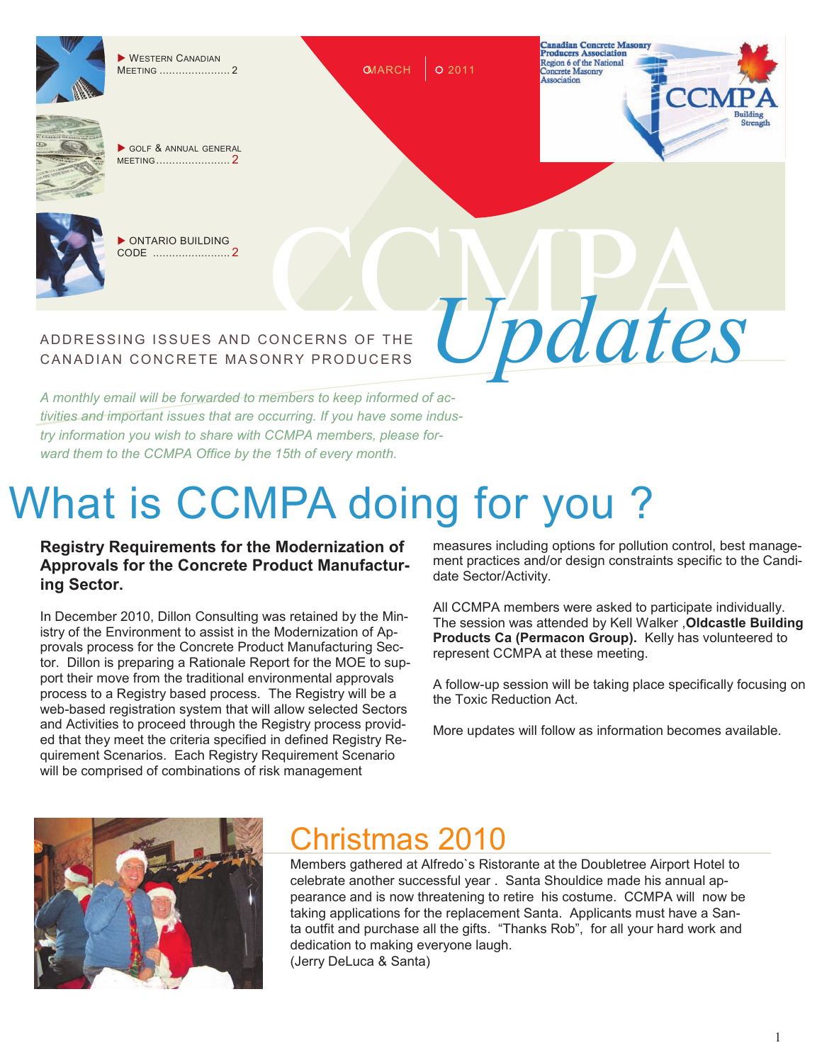- WESTERN CANADIAN MEETING ...................... 2
- GOLF & ANNUAL GENERAL MEETING ...................... 2
- ONTARIO BUILDING CODE ...................... 2

MARCH | 2011

Canadian Concrete Masonry Producers Association
Region 6 of the National Concrete Masonry Association

CCMPA Building Strength

# CCMPA *Updates*

ADDRESSING ISSUES AND CONCERNS OF THE CANADIAN CONCRETE MASONRY PRODUCERS

*A monthly email will be forwarded to members to keep informed of activities and important issues that are occurring. If you have some industry information you wish to share with CCMPA members, please forward them to the CCMPA Office by the 15th of every month.*

# What is CCMPA doing for you ?

### Registry Requirements for the Modernization of Approvals for the Concrete Product Manufacturing Sector.

In December 2010, Dillon Consulting was retained by the Ministry of the Environment to assist in the Modernization of Approvals process for the Concrete Product Manufacturing Sector. Dillon is preparing a Rationale Report for the MOE to support their move from the traditional environmental approvals process to a Registry based process. The Registry will be a web-based registration system that will allow selected Sectors and Activities to proceed through the Registry process provided that they meet the criteria specified in defined Registry Requirement Scenarios. Each Registry Requirement Scenario will be comprised of combinations of risk management measures including options for pollution control, best management practices and/or design constraints specific to the Candidate Sector/Activity.

All CCMPA members were asked to participate individually. The session was attended by Kell Walker ,**Oldcastle Building Products Ca (Permacon Group).** Kelly has volunteered to represent CCMPA at these meeting.

A follow-up session will be taking place specifically focusing on the Toxic Reduction Act.

More updates will follow as information becomes available.

## Christmas 2010

Members gathered at Alfredo`s Ristorante at the Doubletree Airport Hotel to celebrate another successful year . Santa Shouldice made his annual appearance and is now threatening to retire his costume. CCMPA will now be taking applications for the replacement Santa. Applicants must have a Santa outfit and purchase all the gifts. “Thanks Rob”, for all your hard work and dedication to making everyone laugh.
(Jerry DeLuca & Santa)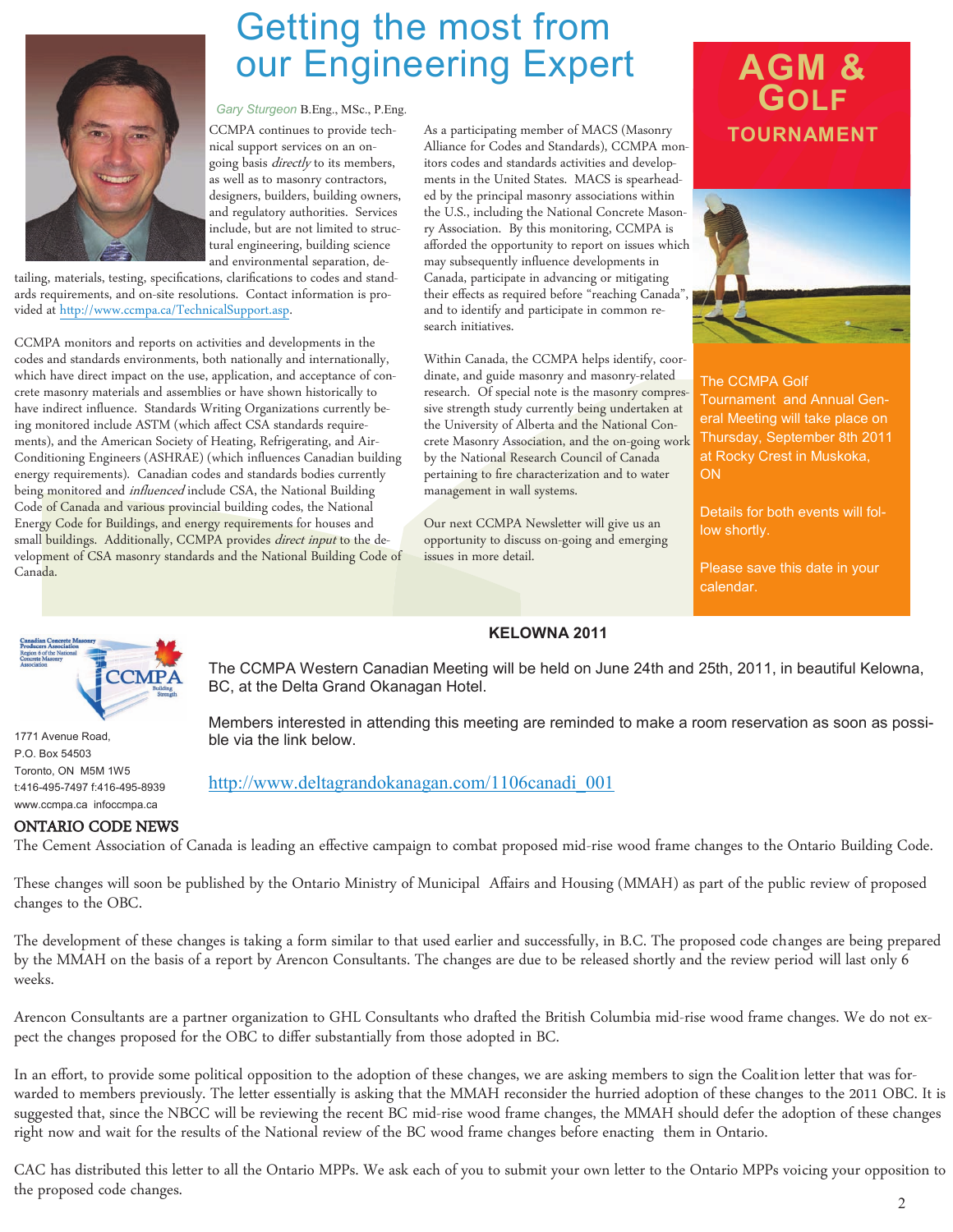# Getting the most from our Engineering Expert

*Gary Sturgeon* B.Eng., MSc., P.Eng.

CCMPA continues to provide technical support services on an on-going basis *directly* to its members, as well as to masonry contractors, designers, builders, building owners, and regulatory authorities. Services include, but are not limited to structural engineering, building science and environmental separation, detailing, materials, testing, specifications, clarifications to codes and standards requirements, and on-site resolutions. Contact information is provided at http://www.ccmpa.ca/TechnicalSupport.asp.

CCMPA monitors and reports on activities and developments in the codes and standards environments, both nationally and internationally, which have direct impact on the use, application, and acceptance of concrete masonry materials and assemblies or have shown historically to have indirect influence. Standards Writing Organizations currently being monitored include ASTM (which affect CSA standards requirements), and the American Society of Heating, Refrigerating, and Air-Conditioning Engineers (ASHRAE) (which influences Canadian building energy requirements). Canadian codes and standards bodies currently being monitored and *influenced* include CSA, the National Building Code of Canada and various provincial building codes, the National Energy Code for Buildings, and energy requirements for houses and small buildings. Additionally, CCMPA provides *direct input* to the development of CSA masonry standards and the National Building Code of Canada.

As a participating member of MACS (Masonry Alliance for Codes and Standards), CCMPA monitors codes and standards activities and developments in the United States. MACS is spearheaded by the principal masonry associations within the U.S., including the National Concrete Masonry Association. By this monitoring, CCMPA is afforded the opportunity to report on issues which may subsequently influence developments in Canada, participate in advancing or mitigating their effects as required before "reaching Canada", and to identify and participate in common research initiatives.

Within Canada, the CCMPA helps identify, coordinate, and guide masonry and masonry-related research. Of special note is the masonry compressive strength study currently being undertaken at the University of Alberta and the National Concrete Masonry Association, and the on-going work by the National Research Council of Canada pertaining to fire characterization and to water management in wall systems.

Our next CCMPA Newsletter will give us an opportunity to discuss on-going and emerging issues in more detail.

## AGM & Golf Tournament

The CCMPA Golf Tournament and Annual General Meeting will take place on Thursday, September 8th 2011 at Rocky Crest in Muskoka, ON

Details for both events will follow shortly.

Please save this date in your calendar.

## KELOWNA 2011

The CCMPA Western Canadian Meeting will be held on June 24th and 25th, 2011, in beautiful Kelowna, BC, at the Delta Grand Okanagan Hotel.

Members interested in attending this meeting are reminded to make a room reservation as soon as possible via the link below.

http://www.deltagrandokanagan.com/1106canadi_001

Canadian Concrete Masonry Producers Association
Region 6 of the National Concrete Masonry Association
CCMPA Building Strength

1771 Avenue Road,
P.O. Box 54503
Toronto, ON M5M 1W5
t:416-495-7497 f:416-495-8939
www.ccmpa.ca infoccmpa.ca

## ONTARIO CODE NEWS

The Cement Association of Canada is leading an effective campaign to combat proposed mid-rise wood frame changes to the Ontario Building Code.

These changes will soon be published by the Ontario Ministry of Municipal Affairs and Housing (MMAH) as part of the public review of proposed changes to the OBC.

The development of these changes is taking a form similar to that used earlier and successfully, in B.C. The proposed code changes are being prepared by the MMAH on the basis of a report by Arencon Consultants. The changes are due to be released shortly and the review period will last only 6 weeks.

Arencon Consultants are a partner organization to GHL Consultants who drafted the British Columbia mid-rise wood frame changes. We do not expect the changes proposed for the OBC to differ substantially from those adopted in BC.

In an effort, to provide some political opposition to the adoption of these changes, we are asking members to sign the Coalition letter that was forwarded to members previously. The letter essentially is asking that the MMAH reconsider the hurried adoption of these changes to the 2011 OBC. It is suggested that, since the NBCC will be reviewing the recent BC mid-rise wood frame changes, the MMAH should defer the adoption of these changes right now and wait for the results of the National review of the BC wood frame changes before enacting them in Ontario.

CAC has distributed this letter to all the Ontario MPPs. We ask each of you to submit your own letter to the Ontario MPPs voicing your opposition to the proposed code changes.